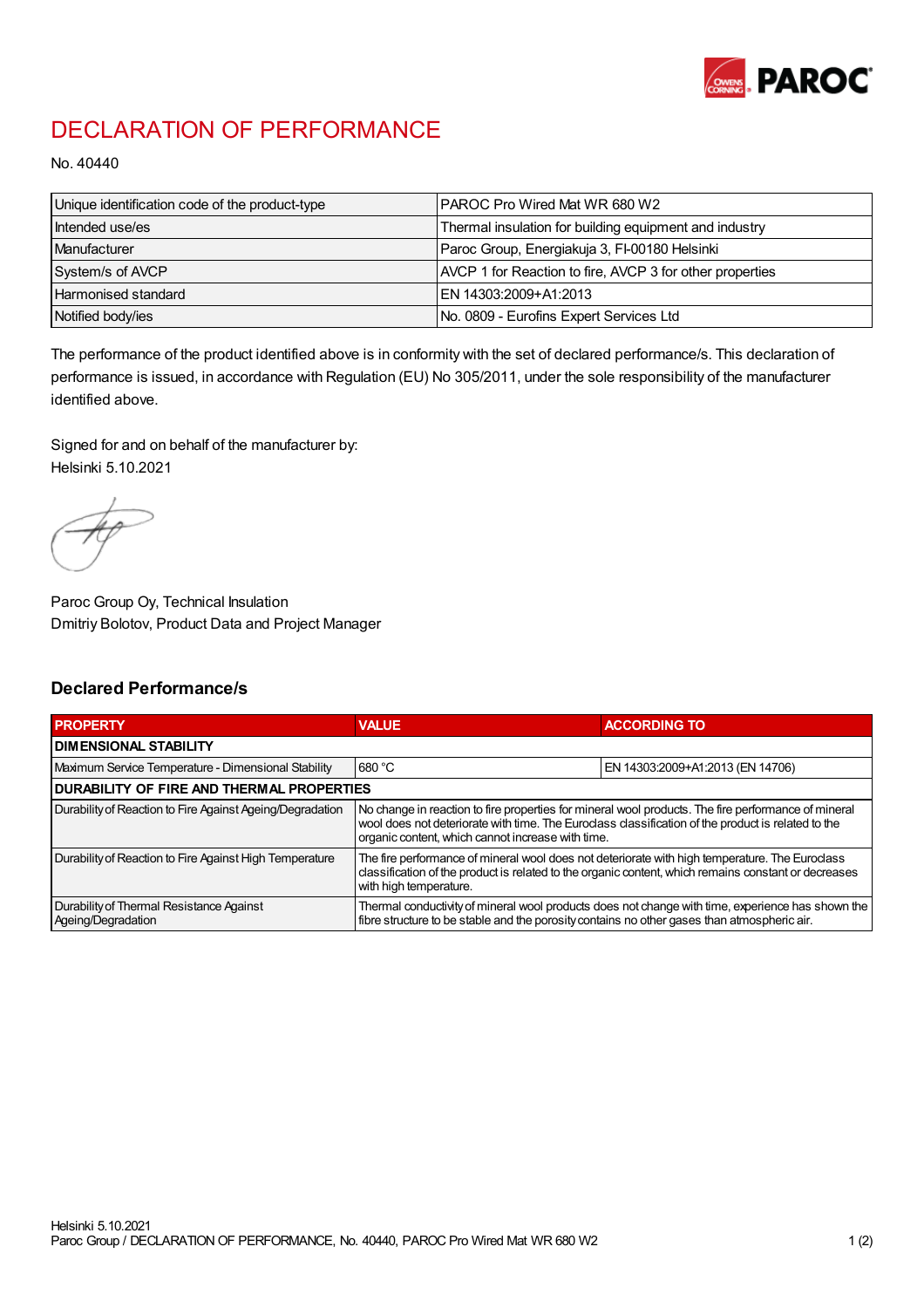# DECLARATION OF PERFORMANCE

No. 40440

| | |
|---|---|
| Unique identification code of the product-type | PAROC Pro Wired Mat WR 680 W2 |
| Intended use/es | Thermal insulation for building equipment and industry |
| Manufacturer | Paroc Group, Energiakuja 3, FI-00180 Helsinki |
| System/s of AVCP | AVCP 1 for Reaction to fire, AVCP 3 for other properties |
| Harmonised standard | EN 14303:2009+A1:2013 |
| Notified body/ies | No. 0809 - Eurofins Expert Services Ltd |

The performance of the product identified above is in conformity with the set of declared performance/s. This declaration of performance is issued, in accordance with Regulation (EU) No 305/2011, under the sole responsibility of the manufacturer identified above.

Signed for and on behalf of the manufacturer by:
Helsinki 5.10.2021

Paroc Group Oy, Technical Insulation
Dmitriy Bolotov, Product Data and Project Manager

## Declared Performance/s

| PROPERTY | VALUE | ACCORDING TO |
|---|---|---|
| **DIMENSIONAL STABILITY** | | |
| Maximum Service Temperature - Dimensional Stability | 680 °C | EN 14303:2009+A1:2013 (EN 14706) |
| **DURABILITY OF FIRE AND THERMAL PROPERTIES** | | |
| Durability of Reaction to Fire Against Ageing/Degradation | No change in reaction to fire properties for mineral wool products. The fire performance of mineral wool does not deteriorate with time. The Euroclass classification of the product is related to the organic content, which cannot increase with time. | |
| Durability of Reaction to Fire Against High Temperature | The fire performance of mineral wool does not deteriorate with high temperature. The Euroclass classification of the product is related to the organic content, which remains constant or decreases with high temperature. | |
| Durability of Thermal Resistance Against Ageing/Degradation | Thermal conductivity of mineral wool products does not change with time, experience has shown the fibre structure to be stable and the porosity contains no other gases than atmospheric air. | |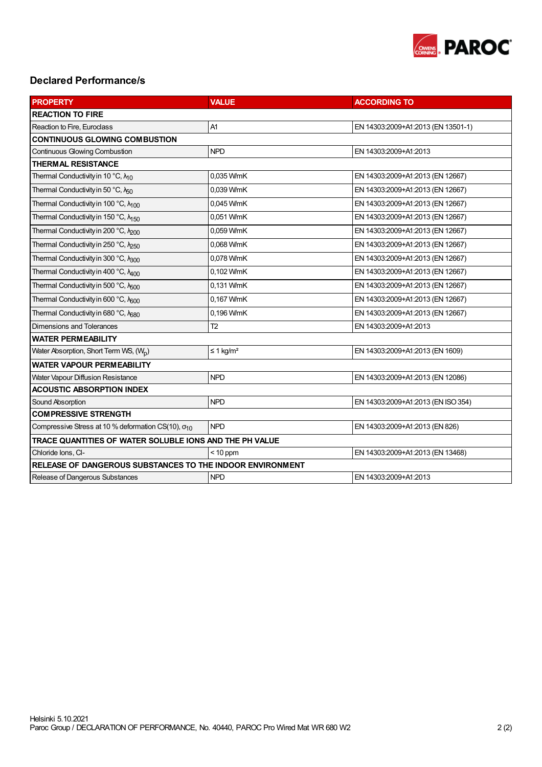## Declared Performance/s

| PROPERTY | VALUE | ACCORDING TO |
|---|---|---|
| **REACTION TO FIRE** | | |
| Reaction to Fire, Euroclass | A1 | EN 14303:2009+A1:2013 (EN 13501-1) |
| **CONTINUOUS GLOWING COMBUSTION** | | |
| Continuous Glowing Combustion | NPD | EN 14303:2009+A1:2013 |
| **THERMAL RESISTANCE** | | |
| Thermal Conductivity in 10 °C, $\lambda_{10}$ | 0,035 W/mK | EN 14303:2009+A1:2013 (EN 12667) |
| Thermal Conductivity in 50 °C, $\lambda_{50}$ | 0,039 W/mK | EN 14303:2009+A1:2013 (EN 12667) |
| Thermal Conductivity in 100 °C, $\lambda_{100}$ | 0,045 W/mK | EN 14303:2009+A1:2013 (EN 12667) |
| Thermal Conductivity in 150 °C, $\lambda_{150}$ | 0,051 W/mK | EN 14303:2009+A1:2013 (EN 12667) |
| Thermal Conductivity in 200 °C, $\lambda_{200}$ | 0,059 W/mK | EN 14303:2009+A1:2013 (EN 12667) |
| Thermal Conductivity in 250 °C, $\lambda_{250}$ | 0,068 W/mK | EN 14303:2009+A1:2013 (EN 12667) |
| Thermal Conductivity in 300 °C, $\lambda_{300}$ | 0,078 W/mK | EN 14303:2009+A1:2013 (EN 12667) |
| Thermal Conductivity in 400 °C, $\lambda_{400}$ | 0,102 W/mK | EN 14303:2009+A1:2013 (EN 12667) |
| Thermal Conductivity in 500 °C, $\lambda_{500}$ | 0,131 W/mK | EN 14303:2009+A1:2013 (EN 12667) |
| Thermal Conductivity in 600 °C, $\lambda_{600}$ | 0,167 W/mK | EN 14303:2009+A1:2013 (EN 12667) |
| Thermal Conductivity in 680 °C, $\lambda_{680}$ | 0,196 W/mK | EN 14303:2009+A1:2013 (EN 12667) |
| Dimensions and Tolerances | T2 | EN 14303:2009+A1:2013 |
| **WATER PERMEABILITY** | | |
| Water Absorption, Short Term WS, ($W_p$) | ≤ 1 kg/m² | EN 14303:2009+A1:2013 (EN 1609) |
| **WATER VAPOUR PERMEABILITY** | | |
| Water Vapour Diffusion Resistance | NPD | EN 14303:2009+A1:2013 (EN 12086) |
| **ACOUSTIC ABSORPTION INDEX** | | |
| Sound Absorption | NPD | EN 14303:2009+A1:2013 (EN ISO 354) |
| **COMPRESSIVE STRENGTH** | | |
| Compressive Stress at 10 % deformation CS(10), $\sigma_{10}$ | NPD | EN 14303:2009+A1:2013 (EN 826) |
| **TRACE QUANTITIES OF WATER SOLUBLE IONS AND THE PH VALUE** | | |
| Chloride Ions, Cl- | < 10 ppm | EN 14303:2009+A1:2013 (EN 13468) |
| **RELEASE OF DANGEROUS SUBSTANCES TO THE INDOOR ENVIRONMENT** | | |
| Release of Dangerous Substances | NPD | EN 14303:2009+A1:2013 |

Helsinki 5.10.2021
Paroc Group / DECLARATION OF PERFORMANCE, No. 40440, PAROC Pro Wired Mat WR 680 W2